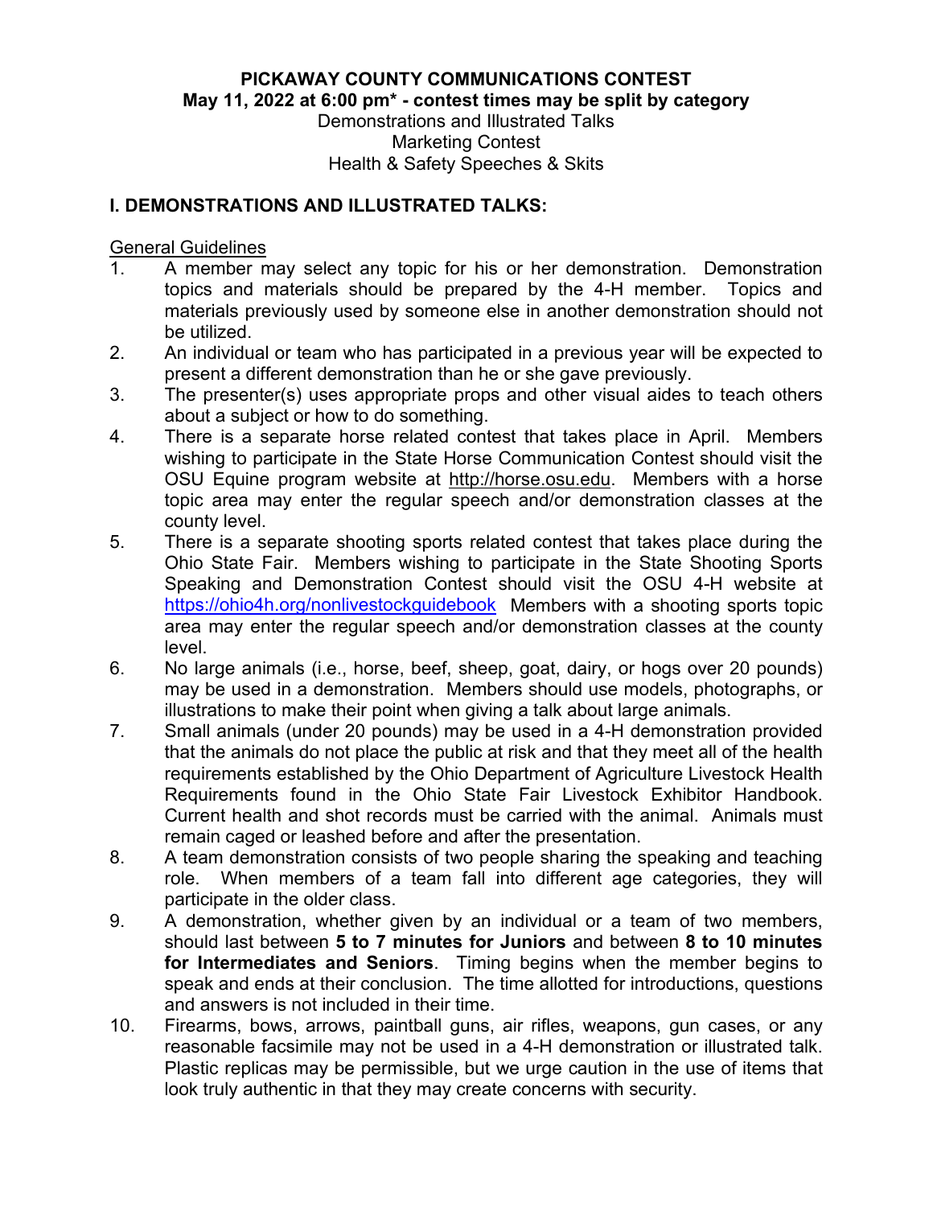**PICKAWAY COUNTY COMMUNICATIONS CONTEST**
**May 11, 2022 at 6:00 pm* - contest times may be split by category**

Demonstrations and Illustrated Talks
Marketing Contest
Health & Safety Speeches & Skits

## I. DEMONSTRATIONS AND ILLUSTRATED TALKS:

General Guidelines

1. A member may select any topic for his or her demonstration. Demonstration topics and materials should be prepared by the 4-H member. Topics and materials previously used by someone else in another demonstration should not be utilized.
2. An individual or team who has participated in a previous year will be expected to present a different demonstration than he or she gave previously.
3. The presenter(s) uses appropriate props and other visual aides to teach others about a subject or how to do something.
4. There is a separate horse related contest that takes place in April. Members wishing to participate in the State Horse Communication Contest should visit the OSU Equine program website at http://horse.osu.edu. Members with a horse topic area may enter the regular speech and/or demonstration classes at the county level.
5. There is a separate shooting sports related contest that takes place during the Ohio State Fair. Members wishing to participate in the State Shooting Sports Speaking and Demonstration Contest should visit the OSU 4-H website at https://ohio4h.org/nonlivestockguidebook Members with a shooting sports topic area may enter the regular speech and/or demonstration classes at the county level.
6. No large animals (i.e., horse, beef, sheep, goat, dairy, or hogs over 20 pounds) may be used in a demonstration. Members should use models, photographs, or illustrations to make their point when giving a talk about large animals.
7. Small animals (under 20 pounds) may be used in a 4-H demonstration provided that the animals do not place the public at risk and that they meet all of the health requirements established by the Ohio Department of Agriculture Livestock Health Requirements found in the Ohio State Fair Livestock Exhibitor Handbook. Current health and shot records must be carried with the animal. Animals must remain caged or leashed before and after the presentation.
8. A team demonstration consists of two people sharing the speaking and teaching role. When members of a team fall into different age categories, they will participate in the older class.
9. A demonstration, whether given by an individual or a team of two members, should last between **5 to 7 minutes for Juniors** and between **8 to 10 minutes for Intermediates and Seniors**. Timing begins when the member begins to speak and ends at their conclusion. The time allotted for introductions, questions and answers is not included in their time.
10. Firearms, bows, arrows, paintball guns, air rifles, weapons, gun cases, or any reasonable facsimile may not be used in a 4-H demonstration or illustrated talk. Plastic replicas may be permissible, but we urge caution in the use of items that look truly authentic in that they may create concerns with security.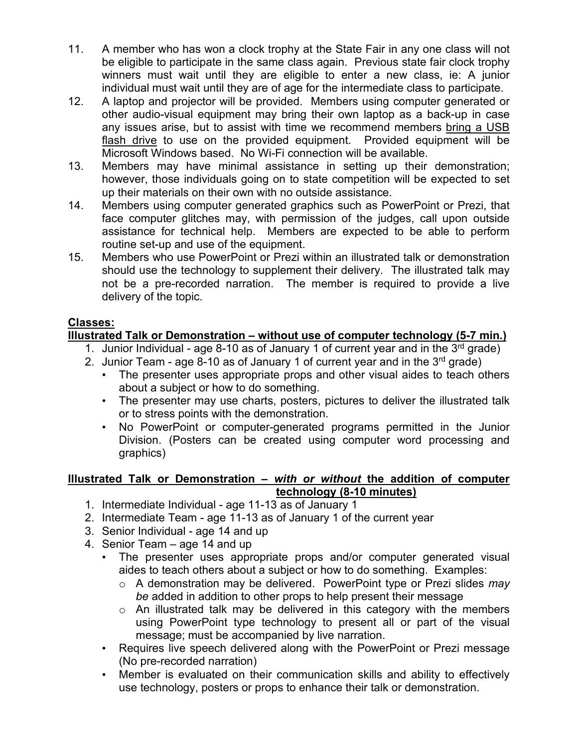11. A member who has won a clock trophy at the State Fair in any one class will not be eligible to participate in the same class again. Previous state fair clock trophy winners must wait until they are eligible to enter a new class, ie: A junior individual must wait until they are of age for the intermediate class to participate.
12. A laptop and projector will be provided. Members using computer generated or other audio-visual equipment may bring their own laptop as a back-up in case any issues arise, but to assist with time we recommend members <u>bring a USB flash drive</u> to use on the provided equipment. Provided equipment will be Microsoft Windows based. No Wi-Fi connection will be available.
13. Members may have minimal assistance in setting up their demonstration; however, those individuals going on to state competition will be expected to set up their materials on their own with no outside assistance.
14. Members using computer generated graphics such as PowerPoint or Prezi, that face computer glitches may, with permission of the judges, call upon outside assistance for technical help. Members are expected to be able to perform routine set-up and use of the equipment.
15. Members who use PowerPoint or Prezi within an illustrated talk or demonstration should use the technology to supplement their delivery. The illustrated talk may not be a pre-recorded narration. The member is required to provide a live delivery of the topic.

**Classes:**

**Illustrated Talk or Demonstration – without use of computer technology (5-7 min.)**

1. Junior Individual - age 8-10 as of January 1 of current year and in the 3rd grade)
2. Junior Team - age 8-10 as of January 1 of current year and in the 3rd grade)
   - The presenter uses appropriate props and other visual aides to teach others about a subject or how to do something.
   - The presenter may use charts, posters, pictures to deliver the illustrated talk or to stress points with the demonstration.
   - No PowerPoint or computer-generated programs permitted in the Junior Division. (Posters can be created using computer word processing and graphics)

**Illustrated Talk or Demonstration – *with or without* the addition of computer technology (8-10 minutes)**

1. Intermediate Individual - age 11-13 as of January 1
2. Intermediate Team - age 11-13 as of January 1 of the current year
3. Senior Individual - age 14 and up
4. Senior Team – age 14 and up
   - The presenter uses appropriate props and/or computer generated visual aides to teach others about a subject or how to do something. Examples:
     - A demonstration may be delivered. PowerPoint type or Prezi slides *may be* added in addition to other props to help present their message
     - An illustrated talk may be delivered in this category with the members using PowerPoint type technology to present all or part of the visual message; must be accompanied by live narration.
   - Requires live speech delivered along with the PowerPoint or Prezi message (No pre-recorded narration)
   - Member is evaluated on their communication skills and ability to effectively use technology, posters or props to enhance their talk or demonstration.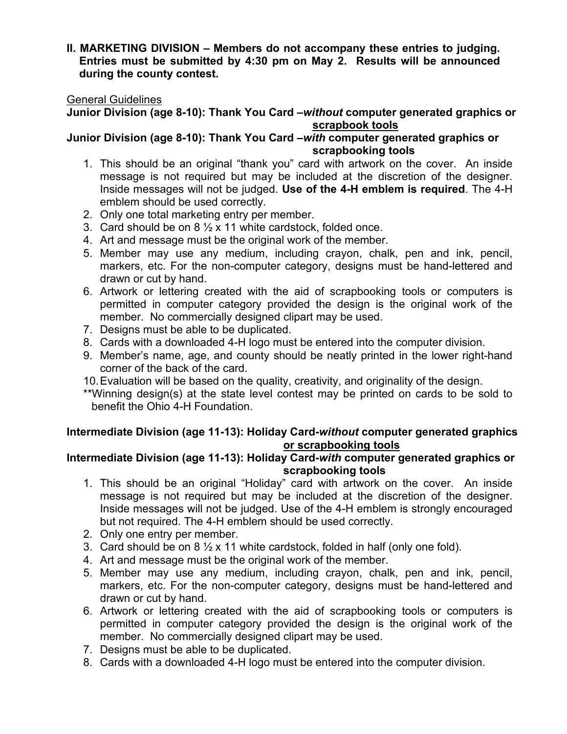**II. MARKETING DIVISION – Members do not accompany these entries to judging. Entries must be submitted by 4:30 pm on May 2. Results will be announced during the county contest.**

General Guidelines

**Junior Division (age 8-10): Thank You Card –*without* computer generated graphics or scrapbook tools**

**Junior Division (age 8-10): Thank You Card –*with* computer generated graphics or scrapbooking tools**

1. This should be an original "thank you" card with artwork on the cover. An inside message is not required but may be included at the discretion of the designer. Inside messages will not be judged. **Use of the 4-H emblem is required**. The 4-H emblem should be used correctly.
2. Only one total marketing entry per member.
3. Card should be on 8 ½ x 11 white cardstock, folded once.
4. Art and message must be the original work of the member.
5. Member may use any medium, including crayon, chalk, pen and ink, pencil, markers, etc. For the non-computer category, designs must be hand-lettered and drawn or cut by hand.
6. Artwork or lettering created with the aid of scrapbooking tools or computers is permitted in computer category provided the design is the original work of the member. No commercially designed clipart may be used.
7. Designs must be able to be duplicated.
8. Cards with a downloaded 4-H logo must be entered into the computer division.
9. Member's name, age, and county should be neatly printed in the lower right-hand corner of the back of the card.
10. Evaluation will be based on the quality, creativity, and originality of the design.

**Winning design(s) at the state level contest may be printed on cards to be sold to benefit the Ohio 4-H Foundation.

**Intermediate Division (age 11-13): Holiday Card-*without* computer generated graphics or scrapbooking tools**

**Intermediate Division (age 11-13): Holiday Card-*with* computer generated graphics or scrapbooking tools**

1. This should be an original "Holiday" card with artwork on the cover. An inside message is not required but may be included at the discretion of the designer. Inside messages will not be judged. Use of the 4-H emblem is strongly encouraged but not required. The 4-H emblem should be used correctly.
2. Only one entry per member.
3. Card should be on 8 ½ x 11 white cardstock, folded in half (only one fold).
4. Art and message must be the original work of the member.
5. Member may use any medium, including crayon, chalk, pen and ink, pencil, markers, etc. For the non-computer category, designs must be hand-lettered and drawn or cut by hand.
6. Artwork or lettering created with the aid of scrapbooking tools or computers is permitted in computer category provided the design is the original work of the member. No commercially designed clipart may be used.
7. Designs must be able to be duplicated.
8. Cards with a downloaded 4-H logo must be entered into the computer division.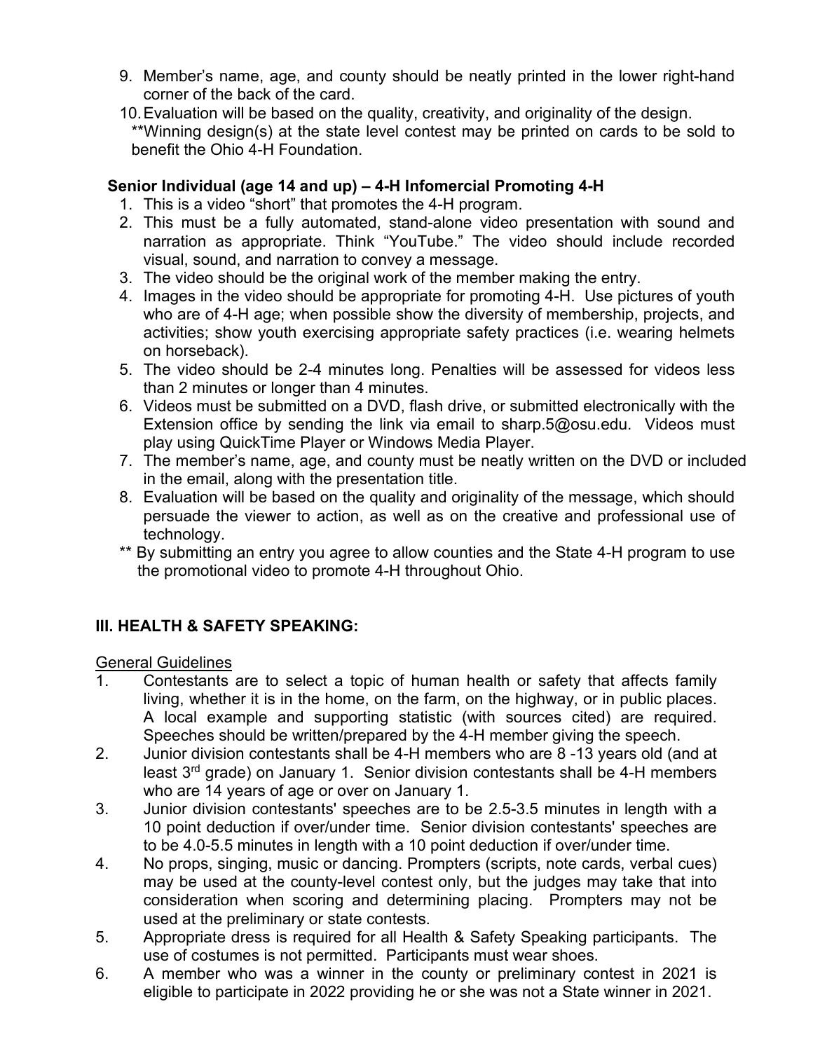9. Member's name, age, and county should be neatly printed in the lower right-hand corner of the back of the card.
10. Evaluation will be based on the quality, creativity, and originality of the design.

**Winning design(s) at the state level contest may be printed on cards to be sold to benefit the Ohio 4-H Foundation.

**Senior Individual (age 14 and up) – 4-H Infomercial Promoting 4-H**

1. This is a video "short" that promotes the 4-H program.
2. This must be a fully automated, stand-alone video presentation with sound and narration as appropriate. Think "YouTube." The video should include recorded visual, sound, and narration to convey a message.
3. The video should be the original work of the member making the entry.
4. Images in the video should be appropriate for promoting 4-H. Use pictures of youth who are of 4-H age; when possible show the diversity of membership, projects, and activities; show youth exercising appropriate safety practices (i.e. wearing helmets on horseback).
5. The video should be 2-4 minutes long. Penalties will be assessed for videos less than 2 minutes or longer than 4 minutes.
6. Videos must be submitted on a DVD, flash drive, or submitted electronically with the Extension office by sending the link via email to sharp.5@osu.edu. Videos must play using QuickTime Player or Windows Media Player.
7. The member's name, age, and county must be neatly written on the DVD or included in the email, along with the presentation title.
8. Evaluation will be based on the quality and originality of the message, which should persuade the viewer to action, as well as on the creative and professional use of technology.

** By submitting an entry you agree to allow counties and the State 4-H program to use the promotional video to promote 4-H throughout Ohio.

## III. HEALTH & SAFETY SPEAKING:

<u>General Guidelines</u>

1. Contestants are to select a topic of human health or safety that affects family living, whether it is in the home, on the farm, on the highway, or in public places. A local example and supporting statistic (with sources cited) are required. Speeches should be written/prepared by the 4-H member giving the speech.
2. Junior division contestants shall be 4-H members who are 8 -13 years old (and at least 3rd grade) on January 1. Senior division contestants shall be 4-H members who are 14 years of age or over on January 1.
3. Junior division contestants' speeches are to be 2.5-3.5 minutes in length with a 10 point deduction if over/under time. Senior division contestants' speeches are to be 4.0-5.5 minutes in length with a 10 point deduction if over/under time.
4. No props, singing, music or dancing. Prompters (scripts, note cards, verbal cues) may be used at the county-level contest only, but the judges may take that into consideration when scoring and determining placing. Prompters may not be used at the preliminary or state contests.
5. Appropriate dress is required for all Health & Safety Speaking participants. The use of costumes is not permitted. Participants must wear shoes.
6. A member who was a winner in the county or preliminary contest in 2021 is eligible to participate in 2022 providing he or she was not a State winner in 2021.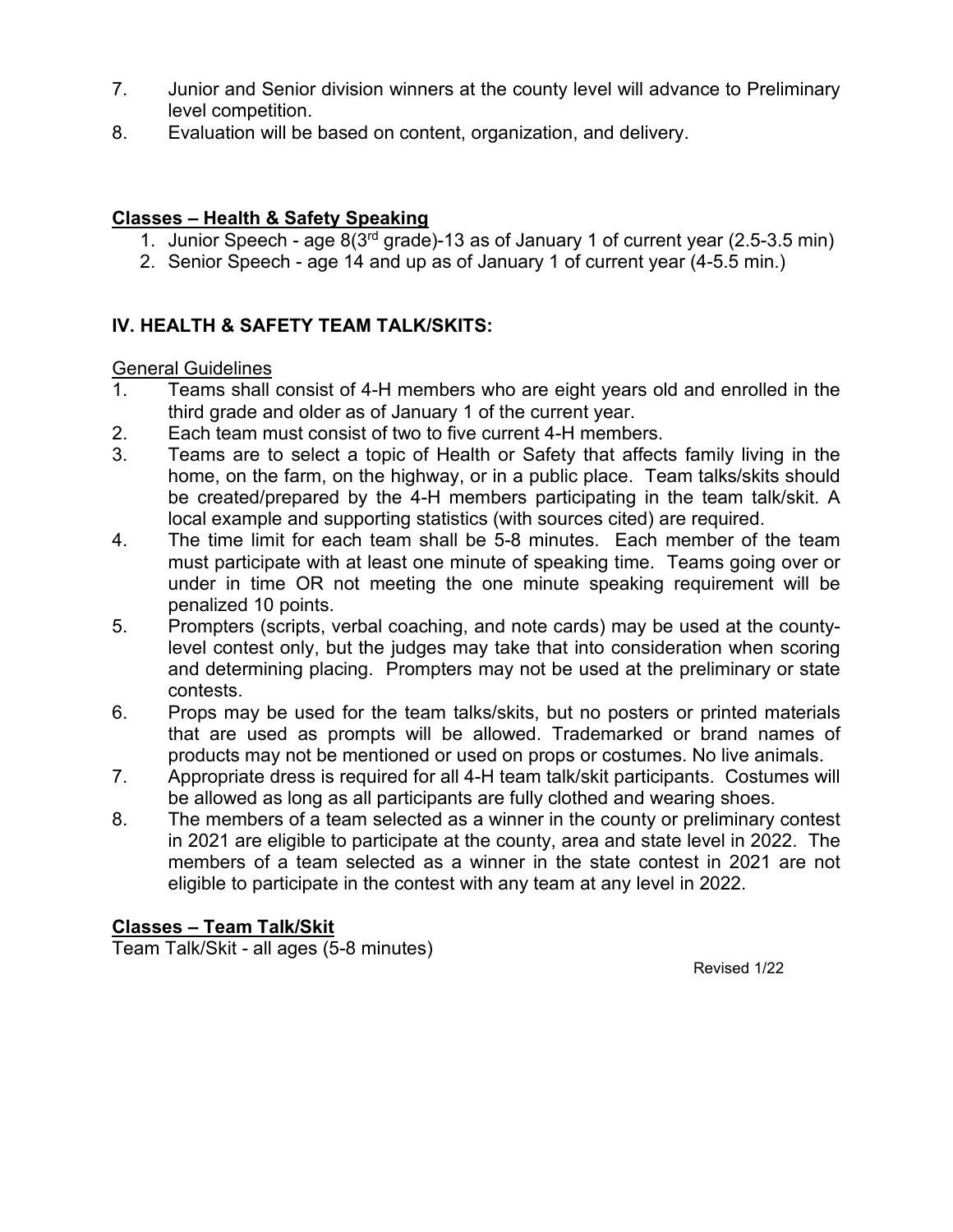7. Junior and Senior division winners at the county level will advance to Preliminary level competition.
8. Evaluation will be based on content, organization, and delivery.

**Classes – Health & Safety Speaking**

1. Junior Speech - age 8(3rd grade)-13 as of January 1 of current year (2.5-3.5 min)
2. Senior Speech - age 14 and up as of January 1 of current year (4-5.5 min.)

## IV. HEALTH & SAFETY TEAM TALK/SKITS:

General Guidelines

1. Teams shall consist of 4-H members who are eight years old and enrolled in the third grade and older as of January 1 of the current year.
2. Each team must consist of two to five current 4-H members.
3. Teams are to select a topic of Health or Safety that affects family living in the home, on the farm, on the highway, or in a public place. Team talks/skits should be created/prepared by the 4-H members participating in the team talk/skit. A local example and supporting statistics (with sources cited) are required.
4. The time limit for each team shall be 5-8 minutes. Each member of the team must participate with at least one minute of speaking time. Teams going over or under in time OR not meeting the one minute speaking requirement will be penalized 10 points.
5. Prompters (scripts, verbal coaching, and note cards) may be used at the county-level contest only, but the judges may take that into consideration when scoring and determining placing. Prompters may not be used at the preliminary or state contests.
6. Props may be used for the team talks/skits, but no posters or printed materials that are used as prompts will be allowed. Trademarked or brand names of products may not be mentioned or used on props or costumes. No live animals.
7. Appropriate dress is required for all 4-H team talk/skit participants. Costumes will be allowed as long as all participants are fully clothed and wearing shoes.
8. The members of a team selected as a winner in the county or preliminary contest in 2021 are eligible to participate at the county, area and state level in 2022. The members of a team selected as a winner in the state contest in 2021 are not eligible to participate in the contest with any team at any level in 2022.

**Classes – Team Talk/Skit**

Team Talk/Skit - all ages (5-8 minutes)

Revised 1/22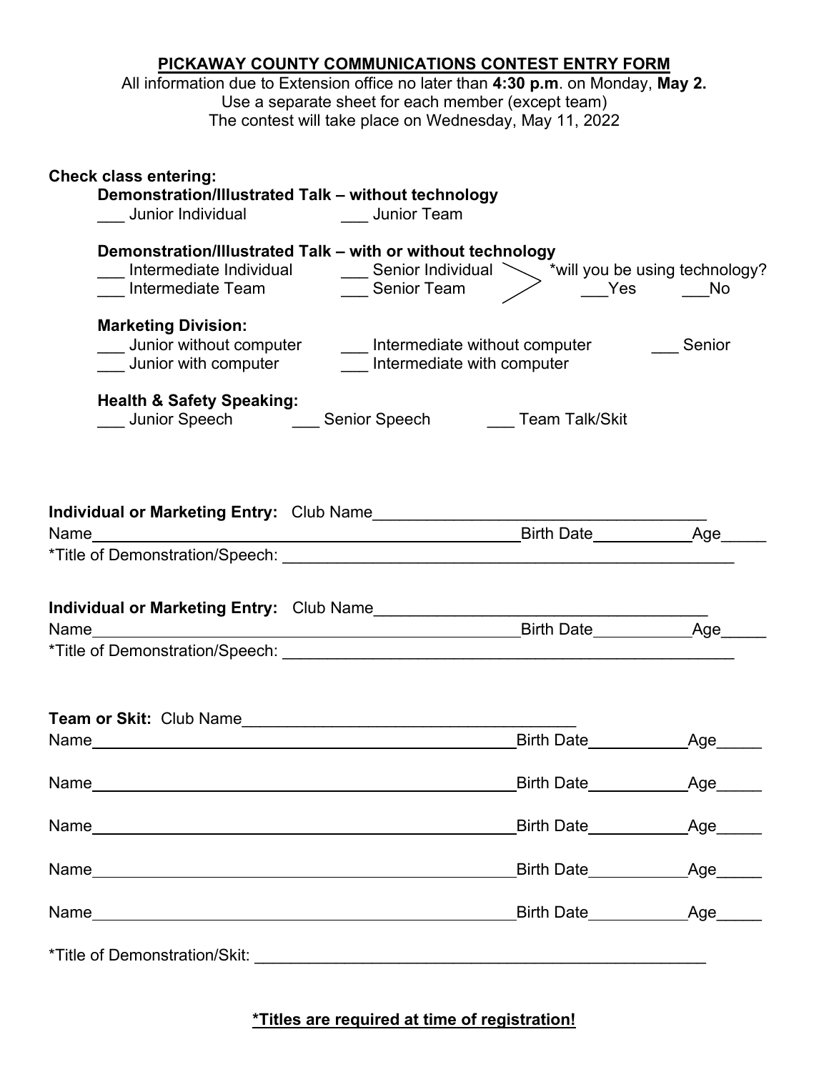**PICKAWAY COUNTY COMMUNICATIONS CONTEST ENTRY FORM**

All information due to Extension office no later than **4:30 p.m**. on Monday, **May 2.**
Use a separate sheet for each member (except team)
The contest will take place on Wednesday, May 11, 2022

**Check class entering:**

**Demonstration/Illustrated Talk – without technology**

___ Junior Individual ___ Junior Team

**Demonstration/Illustrated Talk – with or without technology**

___ Intermediate Individual ___ Senior Individual
___ Intermediate Team ___ Senior Team

*will you be using technology? ___Yes ___No

**Marketing Division:**

___ Junior without computer ___ Intermediate without computer ___ Senior
___ Junior with computer ___ Intermediate with computer

**Health & Safety Speaking:**

___ Junior Speech ___ Senior Speech ___ Team Talk/Skit

**Individual or Marketing Entry:** Club Name_____________________________________
Name__________________________________________________Birth Date___________Age_____
*Title of Demonstration/Speech: ___________________________________________________

**Individual or Marketing Entry:** Club Name_____________________________________
Name__________________________________________________Birth Date___________Age_____
*Title of Demonstration/Speech: ___________________________________________________

**Team or Skit:** Club Name_____________________________________
Name__________________________________________________Birth Date___________Age_____

Name__________________________________________________Birth Date___________Age_____

Name__________________________________________________Birth Date___________Age_____

Name__________________________________________________Birth Date___________Age_____

Name__________________________________________________Birth Date___________Age_____

*Title of Demonstration/Skit: ___________________________________________________

***Titles are required at time of registration!***